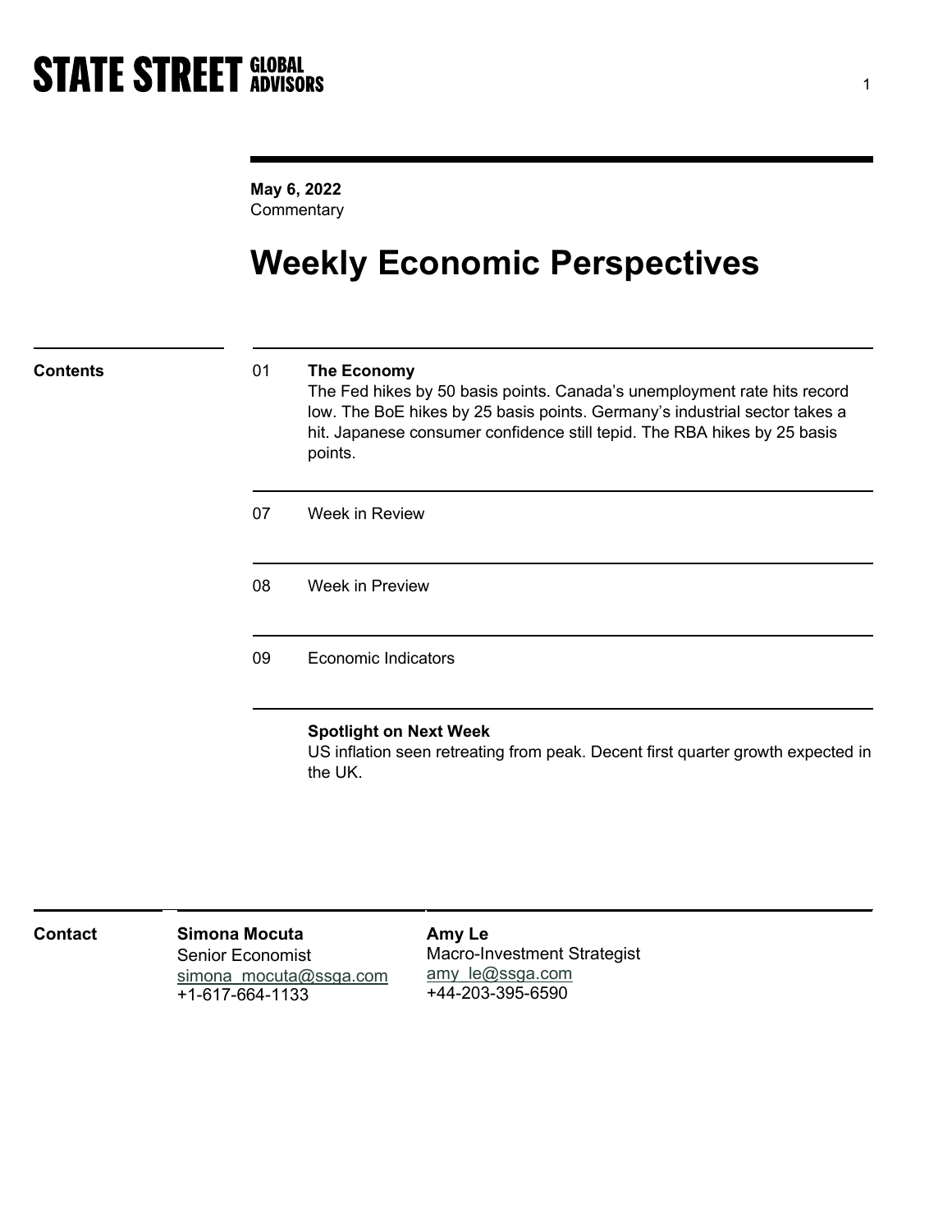STATE STREET GLOBAL ADVISORS

**May 6, 2022**
Commentary

# Weekly Economic Perspectives

## Contents

| | |
|---|---|
| 01 | **The Economy** The Fed hikes by 50 basis points. Canada's unemployment rate hits record low. The BoE hikes by 25 basis points. Germany's industrial sector takes a hit. Japanese consumer confidence still tepid. The RBA hikes by 25 basis points. |
| 07 | Week in Review |
| 08 | Week in Preview |
| 09 | Economic Indicators |

**Spotlight on Next Week**
US inflation seen retreating from peak. Decent first quarter growth expected in the UK.

## Contact

**Simona Mocuta**
Senior Economist
simona_mocuta@ssga.com
+1-617-664-1133

**Amy Le**
Macro-Investment Strategist
amy_le@ssga.com
+44-203-395-6590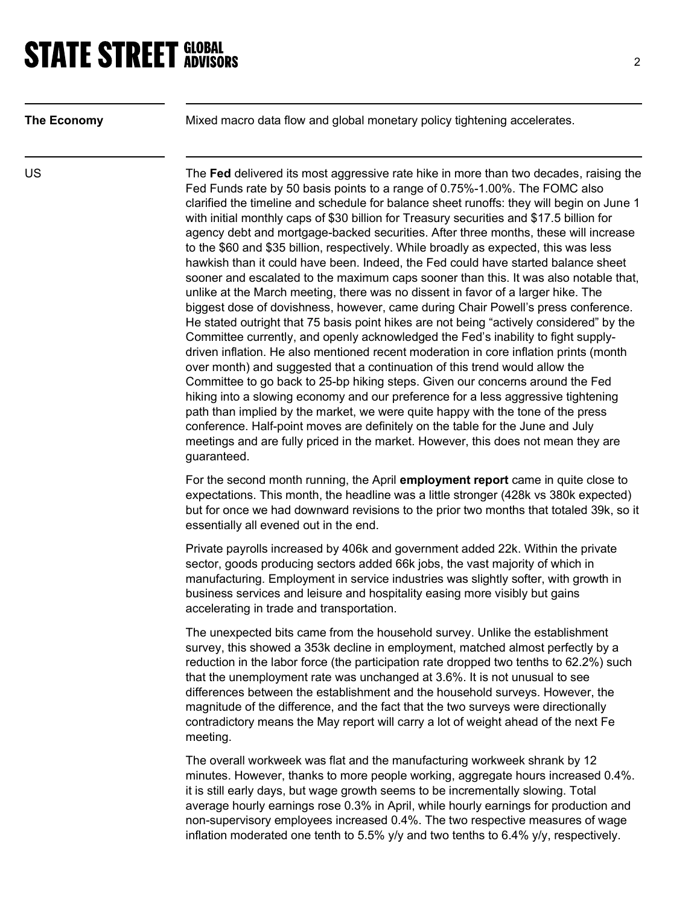**The Economy**

Mixed macro data flow and global monetary policy tightening accelerates.

**US**

The **Fed** delivered its most aggressive rate hike in more than two decades, raising the Fed Funds rate by 50 basis points to a range of 0.75%-1.00%. The FOMC also clarified the timeline and schedule for balance sheet runoffs: they will begin on June 1 with initial monthly caps of $30 billion for Treasury securities and $17.5 billion for agency debt and mortgage-backed securities. After three months, these will increase to the $60 and $35 billion, respectively. While broadly as expected, this was less hawkish than it could have been. Indeed, the Fed could have started balance sheet sooner and escalated to the maximum caps sooner than this. It was also notable that, unlike at the March meeting, there was no dissent in favor of a larger hike. The biggest dose of dovishness, however, came during Chair Powell's press conference. He stated outright that 75 basis point hikes are not being "actively considered" by the Committee currently, and openly acknowledged the Fed's inability to fight supply-driven inflation. He also mentioned recent moderation in core inflation prints (month over month) and suggested that a continuation of this trend would allow the Committee to go back to 25-bp hiking steps. Given our concerns around the Fed hiking into a slowing economy and our preference for a less aggressive tightening path than implied by the market, we were quite happy with the tone of the press conference. Half-point moves are definitely on the table for the June and July meetings and are fully priced in the market. However, this does not mean they are guaranteed.

For the second month running, the April **employment report** came in quite close to expectations. This month, the headline was a little stronger (428k vs 380k expected) but for once we had downward revisions to the prior two months that totaled 39k, so it essentially all evened out in the end.

Private payrolls increased by 406k and government added 22k. Within the private sector, goods producing sectors added 66k jobs, the vast majority of which in manufacturing. Employment in service industries was slightly softer, with growth in business services and leisure and hospitality easing more visibly but gains accelerating in trade and transportation.

The unexpected bits came from the household survey. Unlike the establishment survey, this showed a 353k decline in employment, matched almost perfectly by a reduction in the labor force (the participation rate dropped two tenths to 62.2%) such that the unemployment rate was unchanged at 3.6%. It is not unusual to see differences between the establishment and the household surveys. However, the magnitude of the difference, and the fact that the two surveys were directionally contradictory means the May report will carry a lot of weight ahead of the next Fe meeting.

The overall workweek was flat and the manufacturing workweek shrank by 12 minutes. However, thanks to more people working, aggregate hours increased 0.4%. it is still early days, but wage growth seems to be incrementally slowing. Total average hourly earnings rose 0.3% in April, while hourly earnings for production and non-supervisory employees increased 0.4%. The two respective measures of wage inflation moderated one tenth to 5.5% y/y and two tenths to 6.4% y/y, respectively.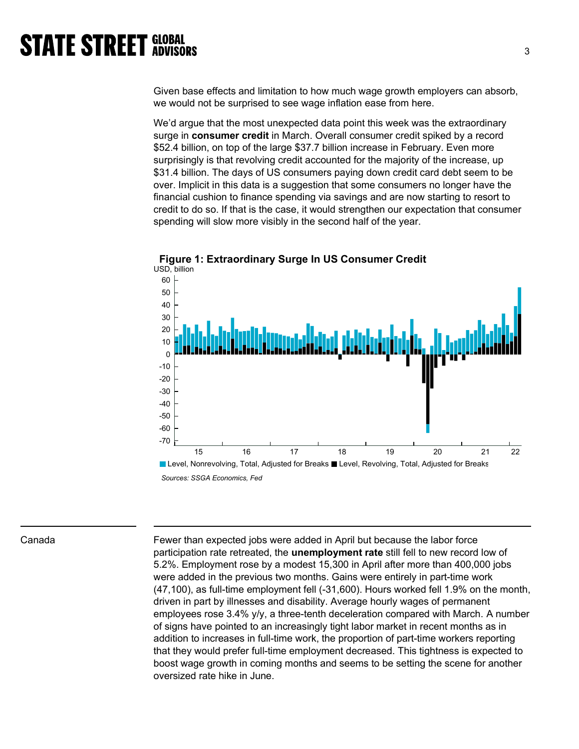Given base effects and limitation to how much wage growth employers can absorb, we would not be surprised to see wage inflation ease from here.

We'd argue that the most unexpected data point this week was the extraordinary surge in **consumer credit** in March. Overall consumer credit spiked by a record $52.4 billion, on top of the large $37.7 billion increase in February. Even more surprisingly is that revolving credit accounted for the majority of the increase, up $31.4 billion. The days of US consumers paying down credit card debt seem to be over. Implicit in this data is a suggestion that some consumers no longer have the financial cushion to finance spending via savings and are now starting to resort to credit to do so. If that is the case, it would strengthen our expectation that consumer spending will slow more visibly in the second half of the year.

**Figure 1: Extraordinary Surge In US Consumer Credit**

USD, billion

Level, Nonrevolving, Total, Adjusted for Breaks; Level, Revolving, Total, Adjusted for Breaks

*Sources: SSGA Economics, Fed*

## Canada

Fewer than expected jobs were added in April but because the labor force participation rate retreated, the **unemployment rate** still fell to new record low of 5.2%. Employment rose by a modest 15,300 in April after more than 400,000 jobs were added in the previous two months. Gains were entirely in part-time work (47,100), as full-time employment fell (-31,600). Hours worked fell 1.9% on the month, driven in part by illnesses and disability. Average hourly wages of permanent employees rose 3.4% y/y, a three-tenth deceleration compared with March. A number of signs have pointed to an increasingly tight labor market in recent months as in addition to increases in full-time work, the proportion of part-time workers reporting that they would prefer full-time employment decreased. This tightness is expected to boost wage growth in coming months and seems to be setting the scene for another oversized rate hike in June.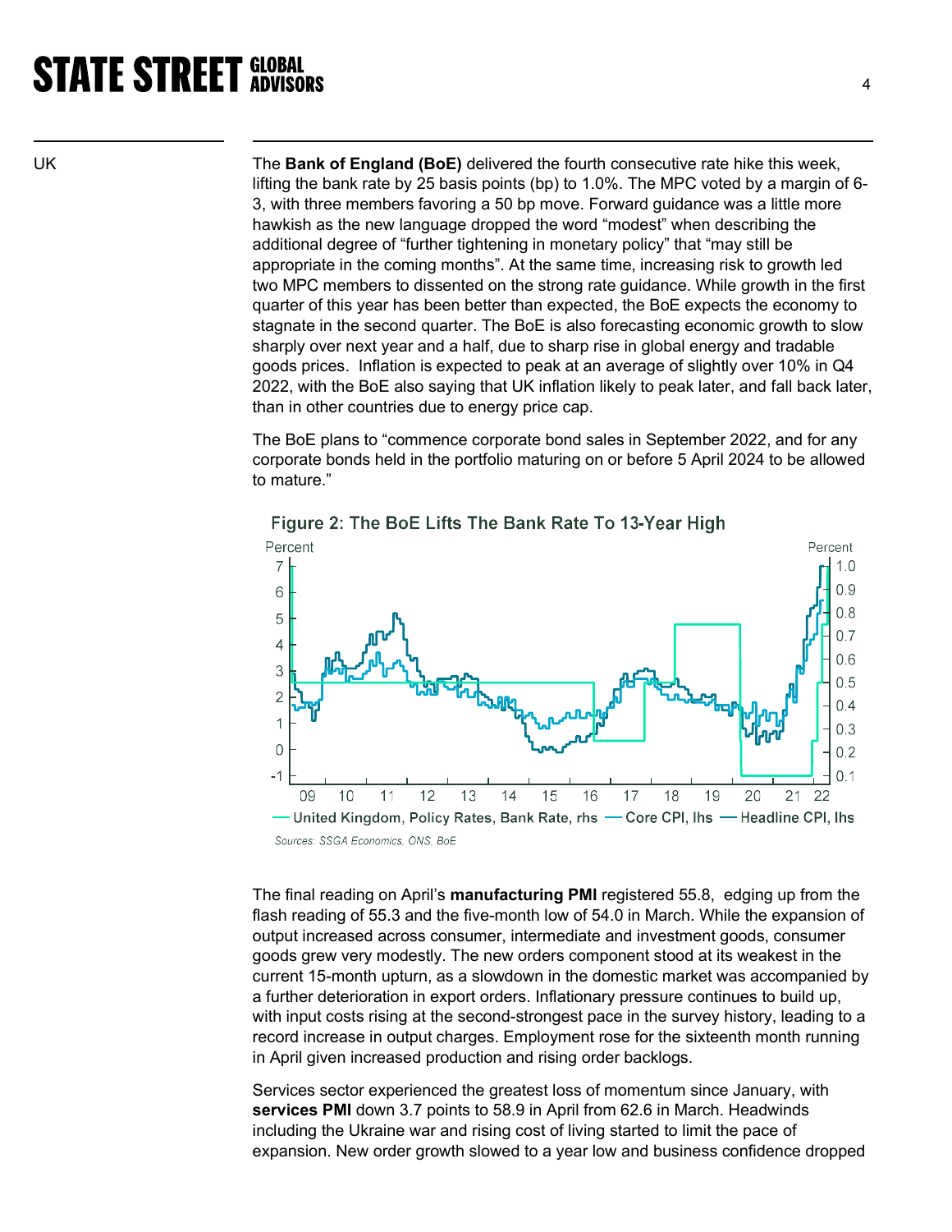UK

The **Bank of England (BoE)** delivered the fourth consecutive rate hike this week, lifting the bank rate by 25 basis points (bp) to 1.0%. The MPC voted by a margin of 6-3, with three members favoring a 50 bp move. Forward guidance was a little more hawkish as the new language dropped the word "modest" when describing the additional degree of "further tightening in monetary policy" that "may still be appropriate in the coming months". At the same time, increasing risk to growth led two MPC members to dissented on the strong rate guidance. While growth in the first quarter of this year has been better than expected, the BoE expects the economy to stagnate in the second quarter. The BoE is also forecasting economic growth to slow sharply over next year and a half, due to sharp rise in global energy and tradable goods prices. Inflation is expected to peak at an average of slightly over 10% in Q4 2022, with the BoE also saying that UK inflation likely to peak later, and fall back later, than in other countries due to energy price cap.

The BoE plans to "commence corporate bond sales in September 2022, and for any corporate bonds held in the portfolio maturing on or before 5 April 2024 to be allowed to mature."

**Figure 2: The BoE Lifts The Bank Rate To 13-Year High**

— United Kingdom, Policy Rates, Bank Rate, rhs — Core CPI, lhs — Headline CPI, lhs

*Sources: SSGA Economics, ONS, BoE*

The final reading on April's **manufacturing PMI** registered 55.8, edging up from the flash reading of 55.3 and the five-month low of 54.0 in March. While the expansion of output increased across consumer, intermediate and investment goods, consumer goods grew very modestly. The new orders component stood at its weakest in the current 15-month upturn, as a slowdown in the domestic market was accompanied by a further deterioration in export orders. Inflationary pressure continues to build up, with input costs rising at the second-strongest pace in the survey history, leading to a record increase in output charges. Employment rose for the sixteenth month running in April given increased production and rising order backlogs.

Services sector experienced the greatest loss of momentum since January, with **services PMI** down 3.7 points to 58.9 in April from 62.6 in March. Headwinds including the Ukraine war and rising cost of living started to limit the pace of expansion. New order growth slowed to a year low and business confidence dropped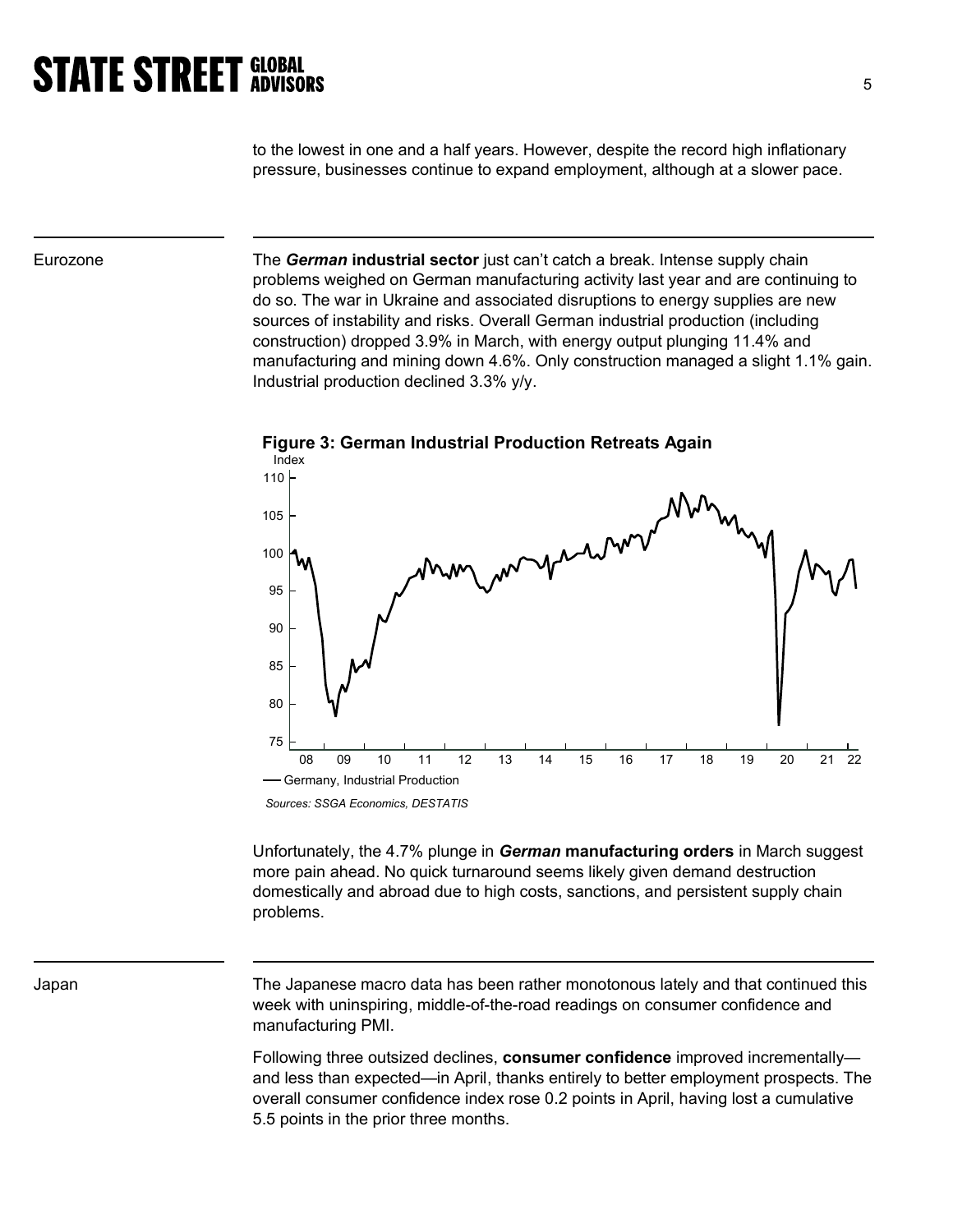to the lowest in one and a half years. However, despite the record high inflationary pressure, businesses continue to expand employment, although at a slower pace.

## Eurozone

The ***German*** **industrial sector** just can't catch a break. Intense supply chain problems weighed on German manufacturing activity last year and are continuing to do so. The war in Ukraine and associated disruptions to energy supplies are new sources of instability and risks. Overall German industrial production (including construction) dropped 3.9% in March, with energy output plunging 11.4% and manufacturing and mining down 4.6%. Only construction managed a slight 1.1% gain. Industrial production declined 3.3% y/y.

**Figure 3: German Industrial Production Retreats Again**

*Sources: SSGA Economics, DESTATIS*

Unfortunately, the 4.7% plunge in ***German*** **manufacturing orders** in March suggest more pain ahead. No quick turnaround seems likely given demand destruction domestically and abroad due to high costs, sanctions, and persistent supply chain problems.

## Japan

The Japanese macro data has been rather monotonous lately and that continued this week with uninspiring, middle-of-the-road readings on consumer confidence and manufacturing PMI.

Following three outsized declines, **consumer confidence** improved incrementally—and less than expected—in April, thanks entirely to better employment prospects. The overall consumer confidence index rose 0.2 points in April, having lost a cumulative 5.5 points in the prior three months.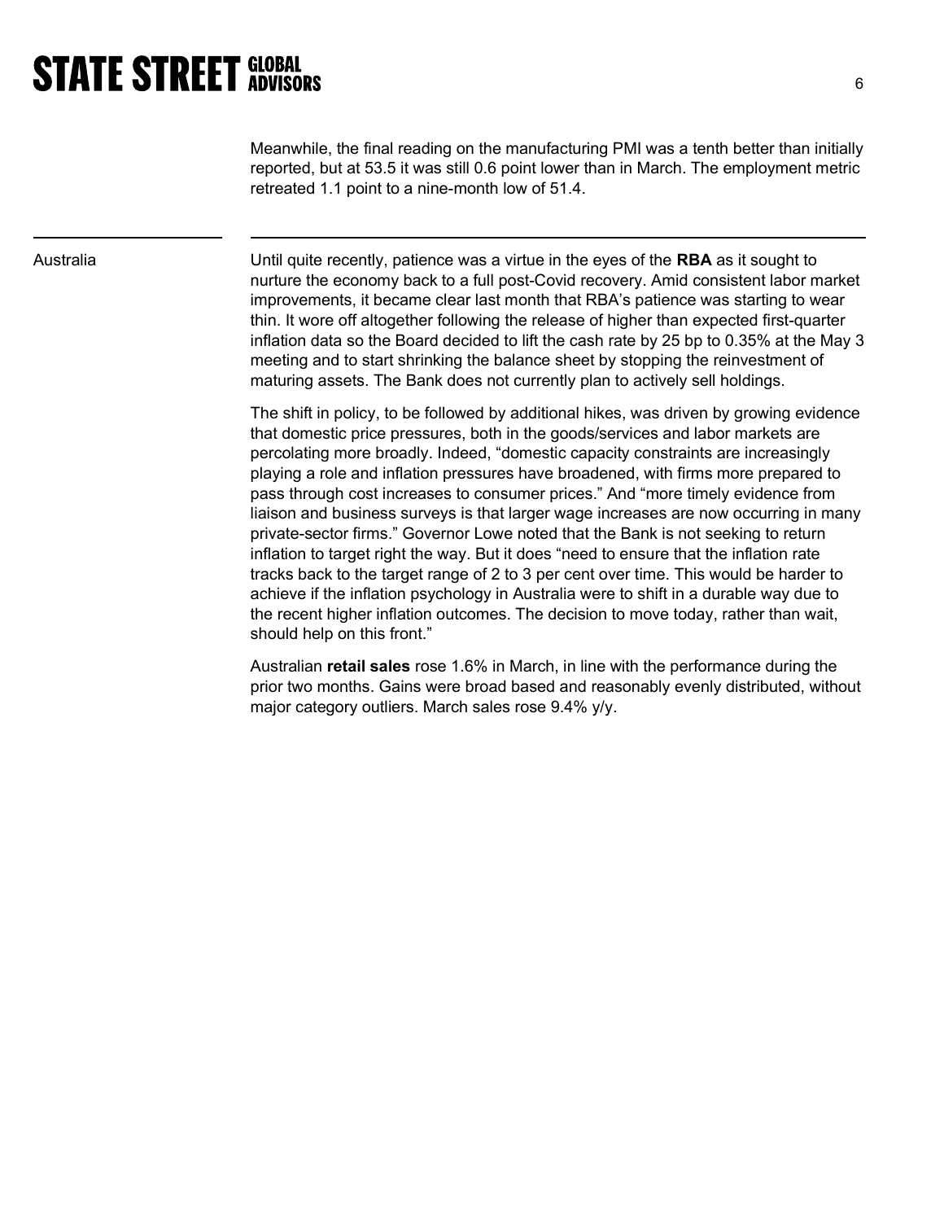Meanwhile, the final reading on the manufacturing PMI was a tenth better than initially reported, but at 53.5 it was still 0.6 point lower than in March. The employment metric retreated 1.1 point to a nine-month low of 51.4.

## Australia

Until quite recently, patience was a virtue in the eyes of the **RBA** as it sought to nurture the economy back to a full post-Covid recovery. Amid consistent labor market improvements, it became clear last month that RBA's patience was starting to wear thin. It wore off altogether following the release of higher than expected first-quarter inflation data so the Board decided to lift the cash rate by 25 bp to 0.35% at the May 3 meeting and to start shrinking the balance sheet by stopping the reinvestment of maturing assets. The Bank does not currently plan to actively sell holdings.

The shift in policy, to be followed by additional hikes, was driven by growing evidence that domestic price pressures, both in the goods/services and labor markets are percolating more broadly. Indeed, "domestic capacity constraints are increasingly playing a role and inflation pressures have broadened, with firms more prepared to pass through cost increases to consumer prices." And "more timely evidence from liaison and business surveys is that larger wage increases are now occurring in many private-sector firms." Governor Lowe noted that the Bank is not seeking to return inflation to target right the way. But it does "need to ensure that the inflation rate tracks back to the target range of 2 to 3 per cent over time. This would be harder to achieve if the inflation psychology in Australia were to shift in a durable way due to the recent higher inflation outcomes. The decision to move today, rather than wait, should help on this front."

Australian **retail sales** rose 1.6% in March, in line with the performance during the prior two months. Gains were broad based and reasonably evenly distributed, without major category outliers. March sales rose 9.4% y/y.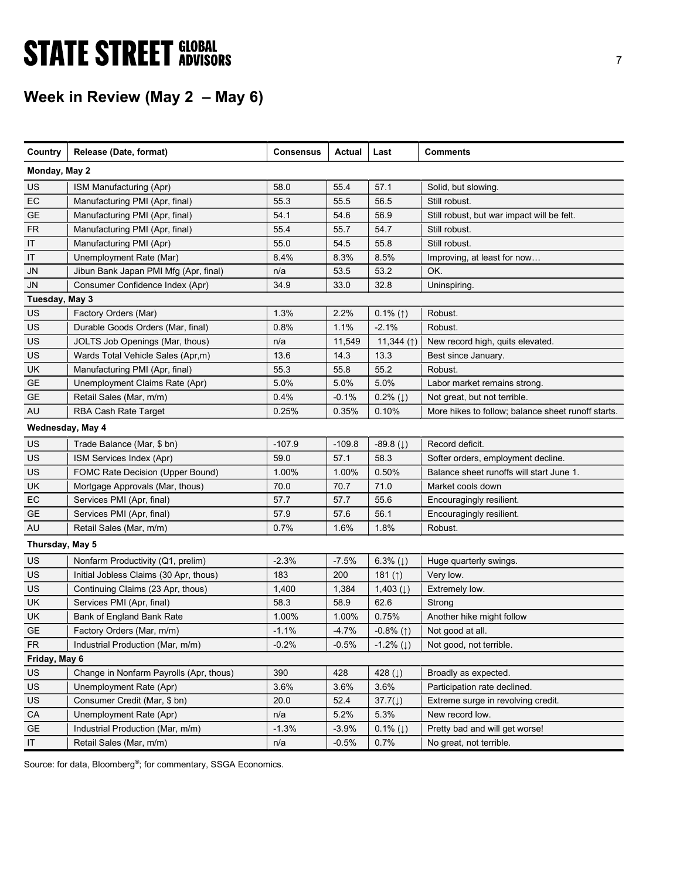## Week in Review (May 2 – May 6)

| Country | Release (Date, format) | Consensus | Actual | Last | Comments |
|---|---|---|---|---|---|
| **Monday, May 2** | | | | | |
| US | ISM Manufacturing (Apr) | 58.0 | 55.4 | 57.1 | Solid, but slowing. |
| EC | Manufacturing PMI (Apr, final) | 55.3 | 55.5 | 56.5 | Still robust. |
| GE | Manufacturing PMI (Apr, final) | 54.1 | 54.6 | 56.9 | Still robust, but war impact will be felt. |
| FR | Manufacturing PMI (Apr, final) | 55.4 | 55.7 | 54.7 | Still robust. |
| IT | Manufacturing PMI (Apr) | 55.0 | 54.5 | 55.8 | Still robust. |
| IT | Unemployment Rate (Mar) | 8.4% | 8.3% | 8.5% | Improving, at least for now… |
| JN | Jibun Bank Japan PMI Mfg (Apr, final) | n/a | 53.5 | 53.2 | OK. |
| JN | Consumer Confidence Index (Apr) | 34.9 | 33.0 | 32.8 | Uninspiring. |
| **Tuesday, May 3** | | | | | |
| US | Factory Orders (Mar) | 1.3% | 2.2% | 0.1% (↑) | Robust. |
| US | Durable Goods Orders (Mar, final) | 0.8% | 1.1% | -2.1% | Robust. |
| US | JOLTS Job Openings (Mar, thous) | n/a | 11,549 | 11,344 (↑) | New record high, quits elevated. |
| US | Wards Total Vehicle Sales (Apr,m) | 13.6 | 14.3 | 13.3 | Best since January. |
| UK | Manufacturing PMI (Apr, final) | 55.3 | 55.8 | 55.2 | Robust. |
| GE | Unemployment Claims Rate (Apr) | 5.0% | 5.0% | 5.0% | Labor market remains strong. |
| GE | Retail Sales (Mar, m/m) | 0.4% | -0.1% | 0.2% (↓) | Not great, but not terrible. |
| AU | RBA Cash Rate Target | 0.25% | 0.35% | 0.10% | More hikes to follow; balance sheet runoff starts. |
| **Wednesday, May 4** | | | | | |
| US | Trade Balance (Mar, $ bn) | -107.9 | -109.8 | -89.8 (↓) | Record deficit. |
| US | ISM Services Index (Apr) | 59.0 | 57.1 | 58.3 | Softer orders, employment decline. |
| US | FOMC Rate Decision (Upper Bound) | 1.00% | 1.00% | 0.50% | Balance sheet runoffs will start June 1. |
| UK | Mortgage Approvals (Mar, thous) | 70.0 | 70.7 | 71.0 | Market cools down |
| EC | Services PMI (Apr, final) | 57.7 | 57.7 | 55.6 | Encouragingly resilient. |
| GE | Services PMI (Apr, final) | 57.9 | 57.6 | 56.1 | Encouragingly resilient. |
| AU | Retail Sales (Mar, m/m) | 0.7% | 1.6% | 1.8% | Robust. |
| **Thursday, May 5** | | | | | |
| US | Nonfarm Productivity (Q1, prelim) | -2.3% | -7.5% | 6.3% (↓) | Huge quarterly swings. |
| US | Initial Jobless Claims (30 Apr, thous) | 183 | 200 | 181 (↑) | Very low. |
| US | Continuing Claims (23 Apr, thous) | 1,400 | 1,384 | 1,403 (↓) | Extremely low. |
| UK | Services PMI (Apr, final) | 58.3 | 58.9 | 62.6 | Strong |
| UK | Bank of England Bank Rate | 1.00% | 1.00% | 0.75% | Another hike might follow |
| GE | Factory Orders (Mar, m/m) | -1.1% | -4.7% | -0.8% (↑) | Not good at all. |
| FR | Industrial Production (Mar, m/m) | -0.2% | -0.5% | -1.2% (↓) | Not good, not terrible. |
| **Friday, May 6** | | | | | |
| US | Change in Nonfarm Payrolls (Apr, thous) | 390 | 428 | 428 (↓) | Broadly as expected. |
| US | Unemployment Rate (Apr) | 3.6% | 3.6% | 3.6% | Participation rate declined. |
| US | Consumer Credit (Mar, $ bn) | 20.0 | 52.4 | 37.7(↓) | Extreme surge in revolving credit. |
| CA | Unemployment Rate (Apr) | n/a | 5.2% | 5.3% | New record low. |
| GE | Industrial Production (Mar, m/m) | -1.3% | -3.9% | 0.1% (↓) | Pretty bad and will get worse! |
| IT | Retail Sales (Mar, m/m) | n/a | -0.5% | 0.7% | No great, not terrible. |

Source: for data, Bloomberg®; for commentary, SSGA Economics.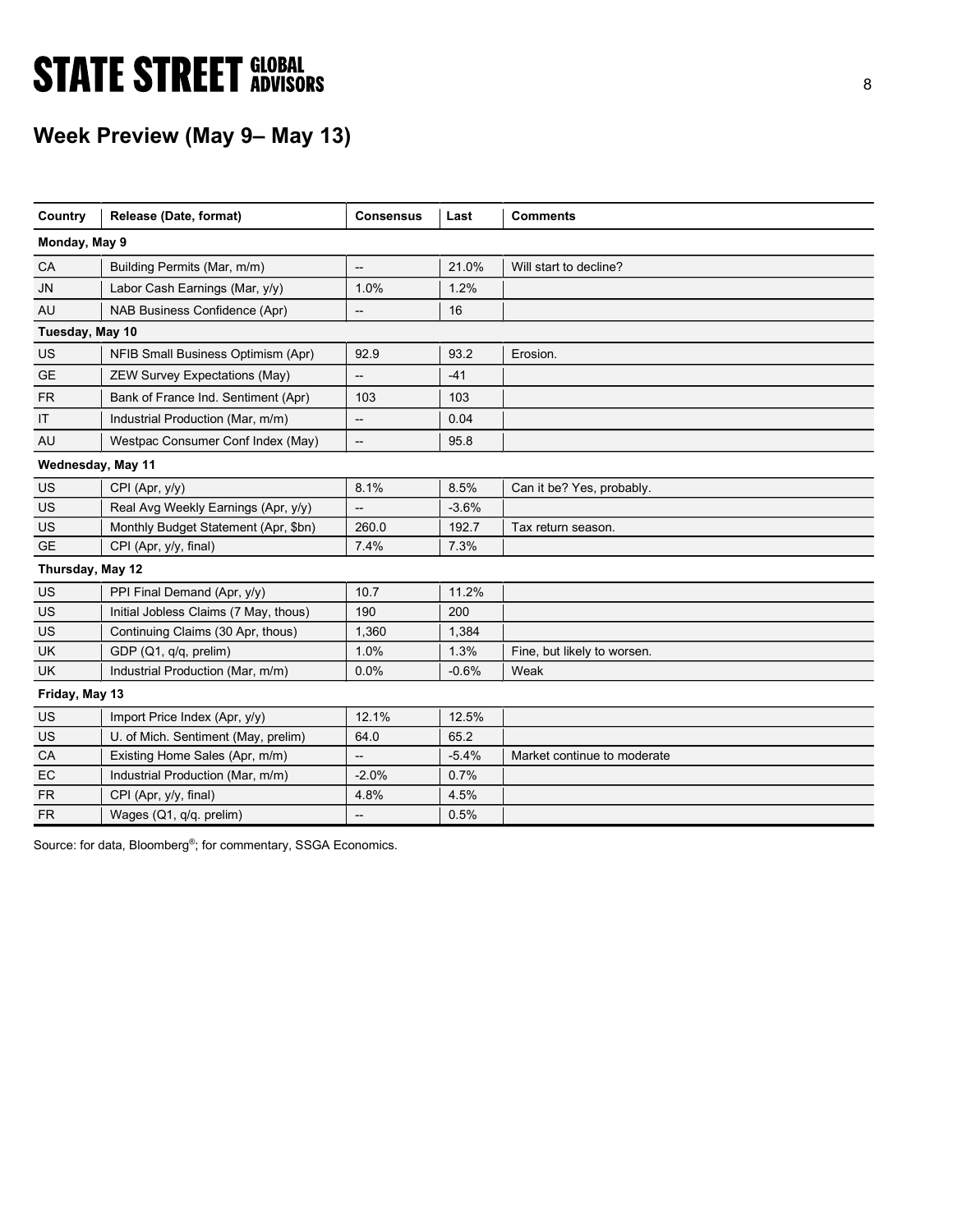## Week Preview (May 9– May 13)

| Country | Release (Date, format) | Consensus | Last | Comments |
|---|---|---|---|---|
| **Monday, May 9** | | | | |
| CA | Building Permits (Mar, m/m) | -- | 21.0% | Will start to decline? |
| JN | Labor Cash Earnings (Mar, y/y) | 1.0% | 1.2% | |
| AU | NAB Business Confidence (Apr) | -- | 16 | |
| **Tuesday, May 10** | | | | |
| US | NFIB Small Business Optimism (Apr) | 92.9 | 93.2 | Erosion. |
| GE | ZEW Survey Expectations (May) | -- | -41 | |
| FR | Bank of France Ind. Sentiment (Apr) | 103 | 103 | |
| IT | Industrial Production (Mar, m/m) | -- | 0.04 | |
| AU | Westpac Consumer Conf Index (May) | -- | 95.8 | |
| **Wednesday, May 11** | | | | |
| US | CPI (Apr, y/y) | 8.1% | 8.5% | Can it be? Yes, probably. |
| US | Real Avg Weekly Earnings (Apr, y/y) | -- | -3.6% | |
| US | Monthly Budget Statement (Apr, $bn) | 260.0 | 192.7 | Tax return season. |
| GE | CPI (Apr, y/y, final) | 7.4% | 7.3% | |
| **Thursday, May 12** | | | | |
| US | PPI Final Demand (Apr, y/y) | 10.7 | 11.2% | |
| US | Initial Jobless Claims (7 May, thous) | 190 | 200 | |
| US | Continuing Claims (30 Apr, thous) | 1,360 | 1,384 | |
| UK | GDP (Q1, q/q, prelim) | 1.0% | 1.3% | Fine, but likely to worsen. |
| UK | Industrial Production (Mar, m/m) | 0.0% | -0.6% | Weak |
| **Friday, May 13** | | | | |
| US | Import Price Index (Apr, y/y) | 12.1% | 12.5% | |
| US | U. of Mich. Sentiment (May, prelim) | 64.0 | 65.2 | |
| CA | Existing Home Sales (Apr, m/m) | -- | -5.4% | Market continue to moderate |
| EC | Industrial Production (Mar, m/m) | -2.0% | 0.7% | |
| FR | CPI (Apr, y/y, final) | 4.8% | 4.5% | |
| FR | Wages (Q1, q/q. prelim) | -- | 0.5% | |

Source: for data, Bloomberg®; for commentary, SSGA Economics.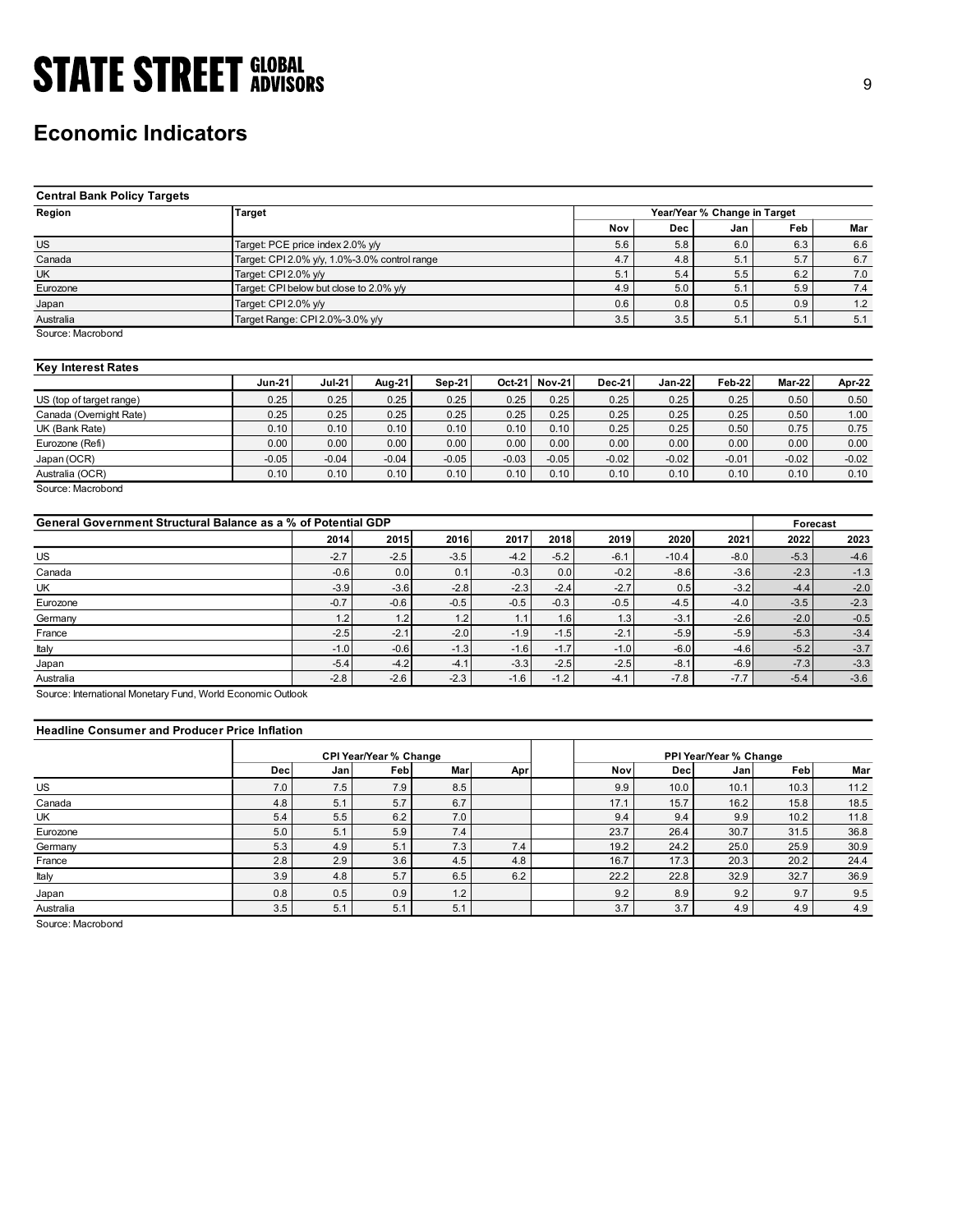## Economic Indicators

**Central Bank Policy Targets**

| Region | Target | Year/Year % Change in Target | | | | |
|---|---|---|---|---|---|---|
| | | Nov | Dec | Jan | Feb | Mar |
| US | Target: PCE price index 2.0% y/y | 5.6 | 5.8 | 6.0 | 6.3 | 6.6 |
| Canada | Target: CPI 2.0% y/y, 1.0%-3.0% control range | 4.7 | 4.8 | 5.1 | 5.7 | 6.7 |
| UK | Target: CPI 2.0% y/y | 5.1 | 5.4 | 5.5 | 6.2 | 7.0 |
| Eurozone | Target: CPI below but close to 2.0% y/y | 4.9 | 5.0 | 5.1 | 5.9 | 7.4 |
| Japan | Target: CPI 2.0% y/y | 0.6 | 0.8 | 0.5 | 0.9 | 1.2 |
| Australia | Target Range: CPI 2.0%-3.0% y/y | 3.5 | 3.5 | 5.1 | 5.1 | 5.1 |

Source: Macrobond

**Key Interest Rates**

| | Jun-21 | Jul-21 | Aug-21 | Sep-21 | Oct-21 | Nov-21 | Dec-21 | Jan-22 | Feb-22 | Mar-22 | Apr-22 |
|---|---|---|---|---|---|---|---|---|---|---|---|
| US (top of target range) | 0.25 | 0.25 | 0.25 | 0.25 | 0.25 | 0.25 | 0.25 | 0.25 | 0.25 | 0.50 | 0.50 |
| Canada (Overnight Rate) | 0.25 | 0.25 | 0.25 | 0.25 | 0.25 | 0.25 | 0.25 | 0.25 | 0.25 | 0.50 | 1.00 |
| UK (Bank Rate) | 0.10 | 0.10 | 0.10 | 0.10 | 0.10 | 0.10 | 0.25 | 0.25 | 0.50 | 0.75 | 0.75 |
| Eurozone (Refi) | 0.00 | 0.00 | 0.00 | 0.00 | 0.00 | 0.00 | 0.00 | 0.00 | 0.00 | 0.00 | 0.00 |
| Japan (OCR) | -0.05 | -0.04 | -0.04 | -0.05 | -0.03 | -0.05 | -0.02 | -0.02 | -0.01 | -0.02 | -0.02 |
| Australia (OCR) | 0.10 | 0.10 | 0.10 | 0.10 | 0.10 | 0.10 | 0.10 | 0.10 | 0.10 | 0.10 | 0.10 |

Source: Macrobond

**General Government Structural Balance as a % of Potential GDP**

| | 2014 | 2015 | 2016 | 2017 | 2018 | 2019 | 2020 | 2021 | Forecast 2022 | Forecast 2023 |
|---|---|---|---|---|---|---|---|---|---|---|
| US | -2.7 | -2.5 | -3.5 | -4.2 | -5.2 | -6.1 | -10.4 | -8.0 | -5.3 | -4.6 |
| Canada | -0.6 | 0.0 | 0.1 | -0.3 | 0.0 | -0.2 | -8.6 | -3.6 | -2.3 | -1.3 |
| UK | -3.9 | -3.6 | -2.8 | -2.3 | -2.4 | -2.7 | 0.5 | -3.2 | -4.4 | -2.0 |
| Eurozone | -0.7 | -0.6 | -0.5 | -0.5 | -0.3 | -0.5 | -4.5 | -4.0 | -3.5 | -2.3 |
| Germany | 1.2 | 1.2 | 1.2 | 1.1 | 1.6 | 1.3 | -3.1 | -2.6 | -2.0 | -0.5 |
| France | -2.5 | -2.1 | -2.0 | -1.9 | -1.5 | -2.1 | -5.9 | -5.9 | -5.3 | -3.4 |
| Italy | -1.0 | -0.6 | -1.3 | -1.6 | -1.7 | -1.0 | -6.0 | -4.6 | -5.2 | -3.7 |
| Japan | -5.4 | -4.2 | -4.1 | -3.3 | -2.5 | -2.5 | -8.1 | -6.9 | -7.3 | -3.3 |
| Australia | -2.8 | -2.6 | -2.3 | -1.6 | -1.2 | -4.1 | -7.8 | -7.7 | -5.4 | -3.6 |

Source: International Monetary Fund, World Economic Outlook

**Headline Consumer and Producer Price Inflation**

| | CPI Year/Year % Change | | | | | PPI Year/Year % Change | | | | |
|---|---|---|---|---|---|---|---|---|---|---|
| | Dec | Jan | Feb | Mar | Apr | Nov | Dec | Jan | Feb | Mar |
| US | 7.0 | 7.5 | 7.9 | 8.5 | | 9.9 | 10.0 | 10.1 | 10.3 | 11.2 |
| Canada | 4.8 | 5.1 | 5.7 | 6.7 | | 17.1 | 15.7 | 16.2 | 15.8 | 18.5 |
| UK | 5.4 | 5.5 | 6.2 | 7.0 | | 9.4 | 9.4 | 9.9 | 10.2 | 11.8 |
| Eurozone | 5.0 | 5.1 | 5.9 | 7.4 | | 23.7 | 26.4 | 30.7 | 31.5 | 36.8 |
| Germany | 5.3 | 4.9 | 5.1 | 7.3 | 7.4 | 19.2 | 24.2 | 25.0 | 25.9 | 30.9 |
| France | 2.8 | 2.9 | 3.6 | 4.5 | 4.8 | 16.7 | 17.3 | 20.3 | 20.2 | 24.4 |
| Italy | 3.9 | 4.8 | 5.7 | 6.5 | 6.2 | 22.2 | 22.8 | 32.9 | 32.7 | 36.9 |
| Japan | 0.8 | 0.5 | 0.9 | 1.2 | | 9.2 | 8.9 | 9.2 | 9.7 | 9.5 |
| Australia | 3.5 | 5.1 | 5.1 | 5.1 | | 3.7 | 3.7 | 4.9 | 4.9 | 4.9 |

Source: Macrobond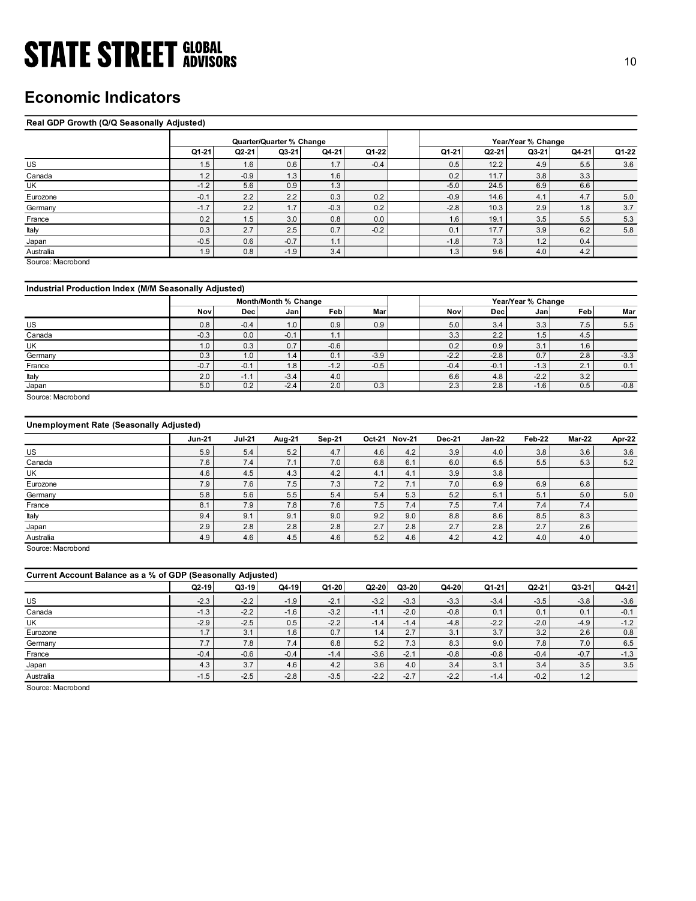## Economic Indicators

**Real GDP Growth (Q/Q Seasonally Adjusted)**

| | Quarter/Quarter % Change | | | | | Year/Year % Change | | | | |
|---|---|---|---|---|---|---|---|---|---|---|
| | Q1-21 | Q2-21 | Q3-21 | Q4-21 | Q1-22 | Q1-21 | Q2-21 | Q3-21 | Q4-21 | Q1-22 |
| US | 1.5 | 1.6 | 0.6 | 1.7 | -0.4 | 0.5 | 12.2 | 4.9 | 5.5 | 3.6 |
| Canada | 1.2 | -0.9 | 1.3 | 1.6 | | 0.2 | 11.7 | 3.8 | 3.3 | |
| UK | -1.2 | 5.6 | 0.9 | 1.3 | | -5.0 | 24.5 | 6.9 | 6.6 | |
| Eurozone | -0.1 | 2.2 | 2.2 | 0.3 | 0.2 | -0.9 | 14.6 | 4.1 | 4.7 | 5.0 |
| Germany | -1.7 | 2.2 | 1.7 | -0.3 | 0.2 | -2.8 | 10.3 | 2.9 | 1.8 | 3.7 |
| France | 0.2 | 1.5 | 3.0 | 0.8 | 0.0 | 1.6 | 19.1 | 3.5 | 5.5 | 5.3 |
| Italy | 0.3 | 2.7 | 2.5 | 0.7 | -0.2 | 0.1 | 17.7 | 3.9 | 6.2 | 5.8 |
| Japan | -0.5 | 0.6 | -0.7 | 1.1 | | -1.8 | 7.3 | 1.2 | 0.4 | |
| Australia | 1.9 | 0.8 | -1.9 | 3.4 | | 1.3 | 9.6 | 4.0 | 4.2 | |

Source: Macrobond

**Industrial Production Index (M/M Seasonally Adjusted)**

| | Month/Month % Change | | | | | Year/Year % Change | | | | |
|---|---|---|---|---|---|---|---|---|---|---|
| | Nov | Dec | Jan | Feb | Mar | Nov | Dec | Jan | Feb | Mar |
| US | 0.8 | -0.4 | 1.0 | 0.9 | 0.9 | 5.0 | 3.4 | 3.3 | 7.5 | 5.5 |
| Canada | -0.3 | 0.0 | -0.1 | 1.1 | | 3.3 | 2.2 | 1.5 | 4.5 | |
| UK | 1.0 | 0.3 | 0.7 | -0.6 | | 0.2 | 0.9 | 3.1 | 1.6 | |
| Germany | 0.3 | 1.0 | 1.4 | 0.1 | -3.9 | -2.2 | -2.8 | 0.7 | 2.8 | -3.3 |
| France | -0.7 | -0.1 | 1.8 | -1.2 | -0.5 | -0.4 | -0.1 | -1.3 | 2.1 | 0.1 |
| Italy | 2.0 | -1.1 | -3.4 | 4.0 | | 6.6 | 4.8 | -2.2 | 3.2 | |
| Japan | 5.0 | 0.2 | -2.4 | 2.0 | 0.3 | 2.3 | 2.8 | -1.6 | 0.5 | -0.8 |

Source: Macrobond

**Unemployment Rate (Seasonally Adjusted)**

| | Jun-21 | Jul-21 | Aug-21 | Sep-21 | Oct-21 | Nov-21 | Dec-21 | Jan-22 | Feb-22 | Mar-22 | Apr-22 |
|---|---|---|---|---|---|---|---|---|---|---|---|
| US | 5.9 | 5.4 | 5.2 | 4.7 | 4.6 | 4.2 | 3.9 | 4.0 | 3.8 | 3.6 | 3.6 |
| Canada | 7.6 | 7.4 | 7.1 | 7.0 | 6.8 | 6.1 | 6.0 | 6.5 | 5.5 | 5.3 | 5.2 |
| UK | 4.6 | 4.5 | 4.3 | 4.2 | 4.1 | 4.1 | 3.9 | 3.8 | | | |
| Eurozone | 7.9 | 7.6 | 7.5 | 7.3 | 7.2 | 7.1 | 7.0 | 6.9 | 6.9 | 6.8 | |
| Germany | 5.8 | 5.6 | 5.5 | 5.4 | 5.4 | 5.3 | 5.2 | 5.1 | 5.1 | 5.0 | 5.0 |
| France | 8.1 | 7.9 | 7.8 | 7.6 | 7.5 | 7.4 | 7.5 | 7.4 | 7.4 | 7.4 | |
| Italy | 9.4 | 9.1 | 9.1 | 9.0 | 9.2 | 9.0 | 8.8 | 8.6 | 8.5 | 8.3 | |
| Japan | 2.9 | 2.8 | 2.8 | 2.8 | 2.7 | 2.8 | 2.7 | 2.8 | 2.7 | 2.6 | |
| Australia | 4.9 | 4.6 | 4.5 | 4.6 | 5.2 | 4.6 | 4.2 | 4.2 | 4.0 | 4.0 | |

Source: Macrobond

**Current Account Balance as a % of GDP (Seasonally Adjusted)**

| | Q2-19 | Q3-19 | Q4-19 | Q1-20 | Q2-20 | Q3-20 | Q4-20 | Q1-21 | Q2-21 | Q3-21 | Q4-21 |
|---|---|---|---|---|---|---|---|---|---|---|---|
| US | -2.3 | -2.2 | -1.9 | -2.1 | -3.2 | -3.3 | -3.3 | -3.4 | -3.5 | -3.8 | -3.6 |
| Canada | -1.3 | -2.2 | -1.6 | -3.2 | -1.1 | -2.0 | -0.8 | 0.1 | 0.1 | 0.1 | -0.1 |
| UK | -2.9 | -2.5 | 0.5 | -2.2 | -1.4 | -1.4 | -4.8 | -2.2 | -2.0 | -4.9 | -1.2 |
| Eurozone | 1.7 | 3.1 | 1.6 | 0.7 | 1.4 | 2.7 | 3.1 | 3.7 | 3.2 | 2.6 | 0.8 |
| Germany | 7.7 | 7.8 | 7.4 | 6.8 | 5.2 | 7.3 | 8.3 | 9.0 | 7.8 | 7.0 | 6.5 |
| France | -0.4 | -0.6 | -0.4 | -1.4 | -3.6 | -2.1 | -0.8 | -0.8 | -0.4 | -0.7 | -1.3 |
| Japan | 4.3 | 3.7 | 4.6 | 4.2 | 3.6 | 4.0 | 3.4 | 3.1 | 3.4 | 3.5 | 3.5 |
| Australia | -1.5 | -2.5 | -2.8 | -3.5 | -2.2 | -2.7 | -2.2 | -1.4 | -0.2 | 1.2 | |

Source: Macrobond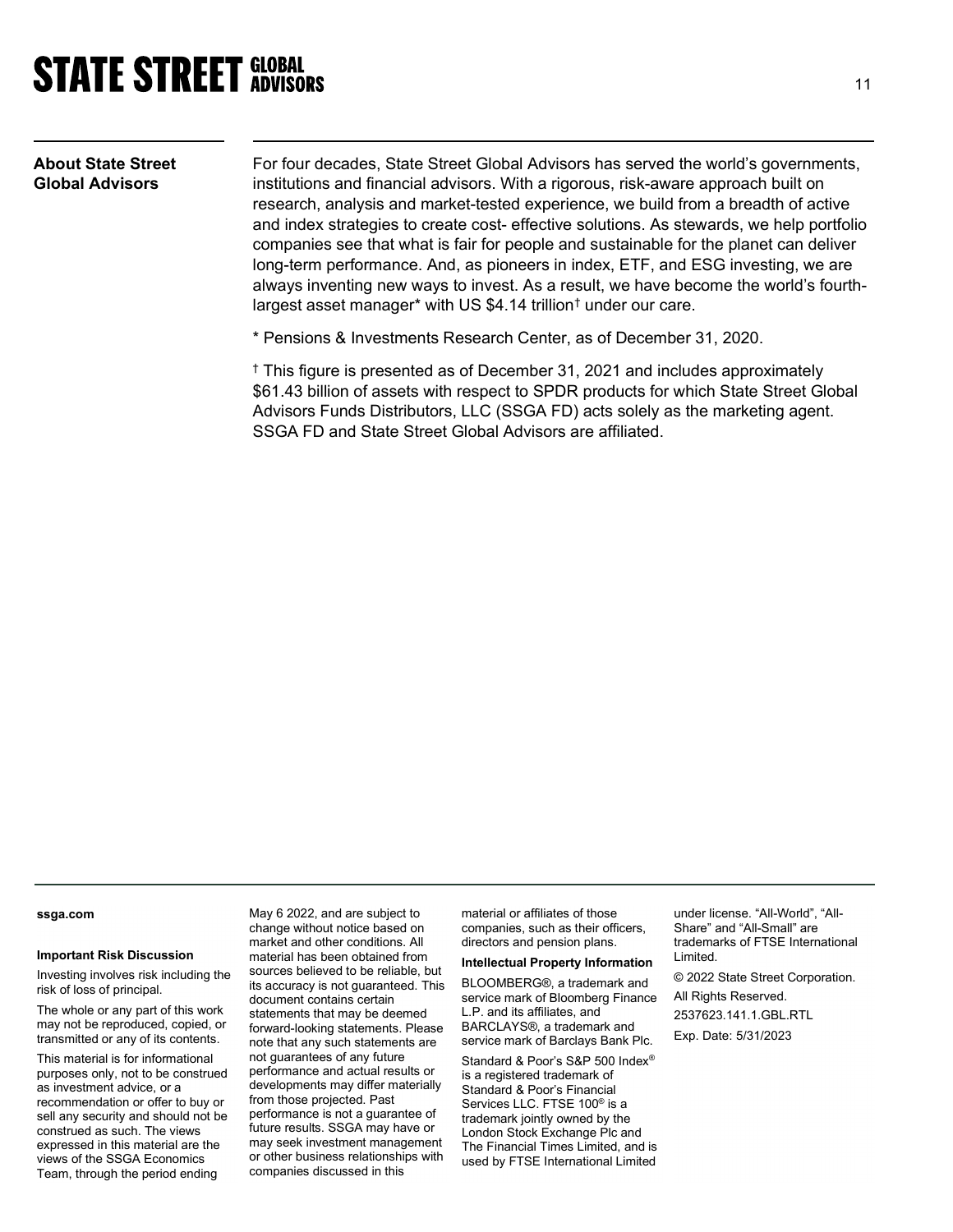## About State Street Global Advisors

For four decades, State Street Global Advisors has served the world's governments, institutions and financial advisors. With a rigorous, risk-aware approach built on research, analysis and market-tested experience, we build from a breadth of active and index strategies to create cost- effective solutions. As stewards, we help portfolio companies see that what is fair for people and sustainable for the planet can deliver long-term performance. And, as pioneers in index, ETF, and ESG investing, we are always inventing new ways to invest. As a result, we have become the world's fourth-largest asset manager* with US $4.14 trillion† under our care.

* Pensions & Investments Research Center, as of December 31, 2020.

† This figure is presented as of December 31, 2021 and includes approximately $61.43 billion of assets with respect to SPDR products for which State Street Global Advisors Funds Distributors, LLC (SSGA FD) acts solely as the marketing agent. SSGA FD and State Street Global Advisors are affiliated.

**ssga.com**

**Important Risk Discussion**

Investing involves risk including the risk of loss of principal.

The whole or any part of this work may not be reproduced, copied, or transmitted or any of its contents.

This material is for informational purposes only, not to be construed as investment advice, or a recommendation or offer to buy or sell any security and should not be construed as such. The views expressed in this material are the views of the SSGA Economics Team, through the period ending May 6 2022, and are subject to change without notice based on market and other conditions. All material has been obtained from sources believed to be reliable, but its accuracy is not guaranteed. This document contains certain statements that may be deemed forward-looking statements. Please note that any such statements are not guarantees of any future performance and actual results or developments may differ materially from those projected. Past performance is not a guarantee of future results. SSGA may have or may seek investment management or other business relationships with companies discussed in this material or affiliates of those companies, such as their officers, directors and pension plans.

**Intellectual Property Information**

BLOOMBERG®, a trademark and service mark of Bloomberg Finance L.P. and its affiliates, and BARCLAYS®, a trademark and service mark of Barclays Bank Plc.

Standard & Poor's S&P 500 Index® is a registered trademark of Standard & Poor's Financial Services LLC. FTSE 100® is a trademark jointly owned by the London Stock Exchange Plc and The Financial Times Limited, and is used by FTSE International Limited under license. "All-World", "All-Share" and "All-Small" are trademarks of FTSE International Limited.

© 2022 State Street Corporation.
All Rights Reserved.
2537623.141.1.GBL.RTL
Exp. Date: 5/31/2023